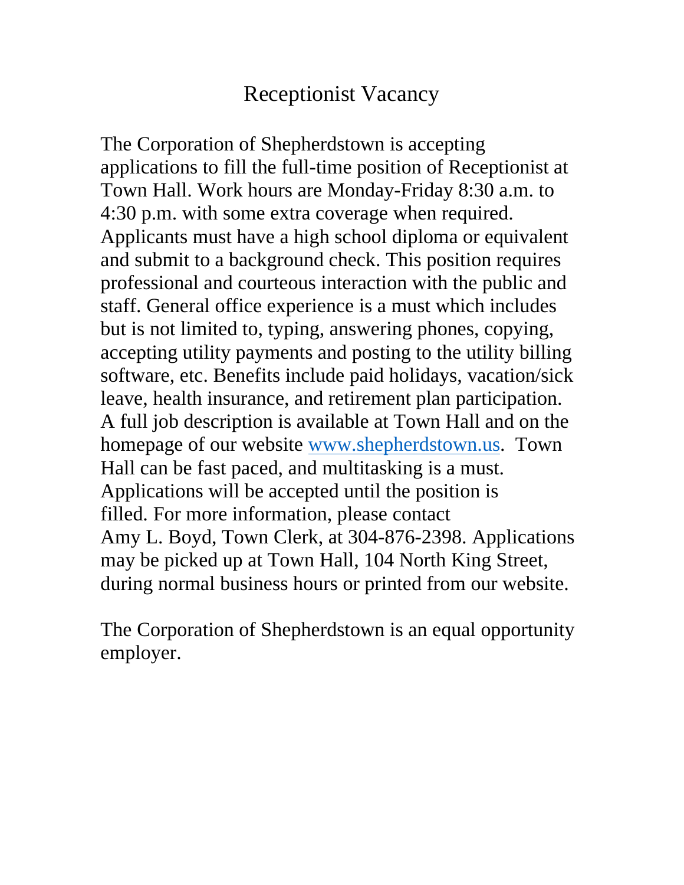# Receptionist Vacancy

The Corporation of Shepherdstown is accepting applications to fill the full-time position of Receptionist at Town Hall. Work hours are Monday-Friday 8:30 a.m. to 4:30 p.m. with some extra coverage when required. Applicants must have a high school diploma or equivalent and submit to a background check. This position requires professional and courteous interaction with the public and staff. General office experience is a must which includes but is not limited to, typing, answering phones, copying, accepting utility payments and posting to the utility billing software, etc. Benefits include paid holidays, vacation/sick leave, health insurance, and retirement plan participation. A full job description is available at Town Hall and on the homepage of our website www.shepherdstown.us. Town Hall can be fast paced, and multitasking is a must. Applications will be accepted until the position is filled. For more information, please contact Amy L. Boyd, Town Clerk, at 304-876-2398. Applications may be picked up at Town Hall, 104 North King Street, during normal business hours or printed from our website.

The Corporation of Shepherdstown is an equal opportunity employer.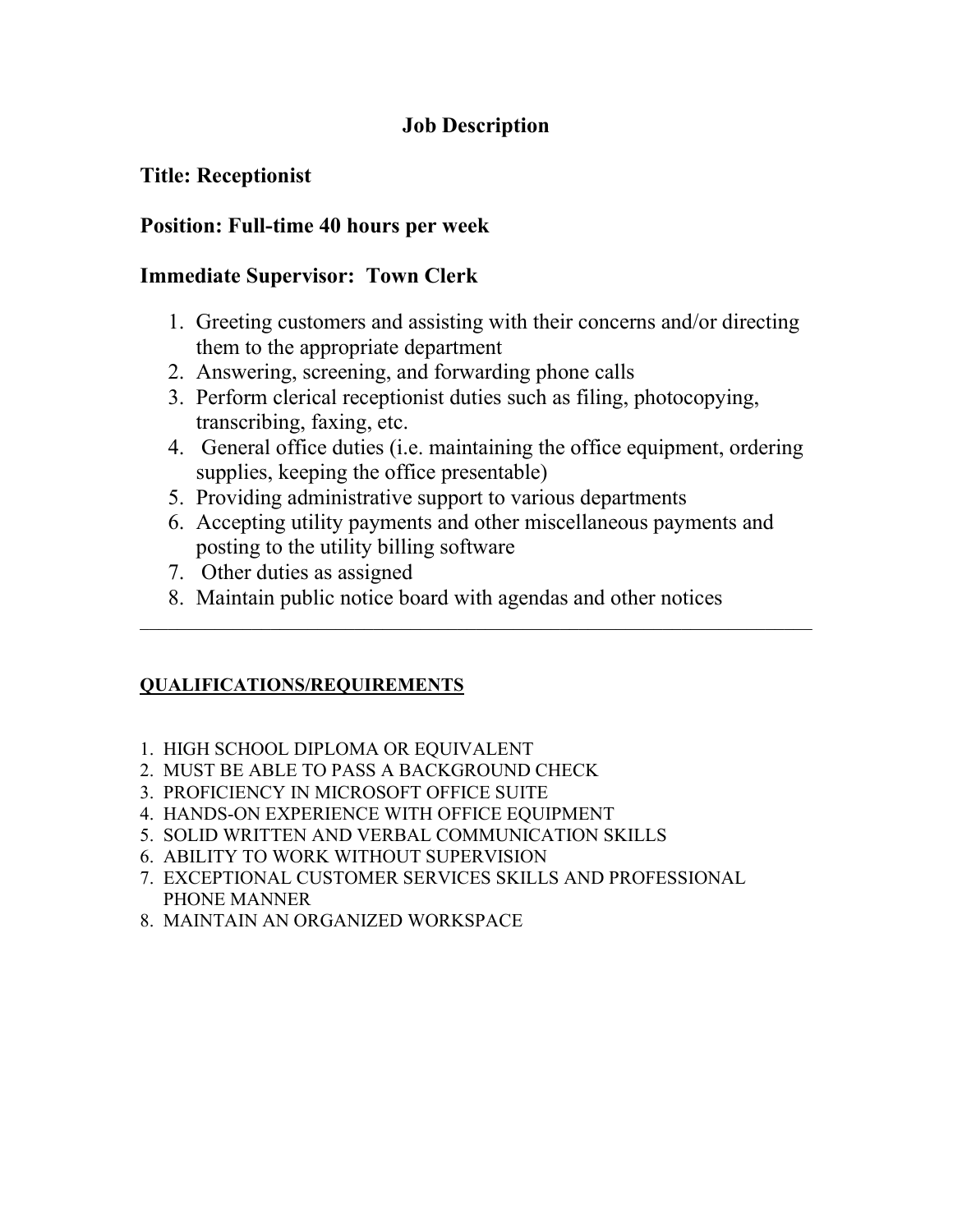# Job Description

## Title: Receptionist

## Position: Full-time 40 hours per week

## Immediate Supervisor: Town Clerk

1. Greeting customers and assisting with their concerns and/or directing them to the appropriate department
2. Answering, screening, and forwarding phone calls
3. Perform clerical receptionist duties such as filing, photocopying, transcribing, faxing, etc.
4. General office duties (i.e. maintaining the office equipment, ordering supplies, keeping the office presentable)
5. Providing administrative support to various departments
6. Accepting utility payments and other miscellaneous payments and posting to the utility billing software
7. Other duties as assigned
8. Maintain public notice board with agendas and other notices

---

**QUALIFICATIONS/REQUIREMENTS**

1. HIGH SCHOOL DIPLOMA OR EQUIVALENT
2. MUST BE ABLE TO PASS A BACKGROUND CHECK
3. PROFICIENCY IN MICROSOFT OFFICE SUITE
4. HANDS-ON EXPERIENCE WITH OFFICE EQUIPMENT
5. SOLID WRITTEN AND VERBAL COMMUNICATION SKILLS
6. ABILITY TO WORK WITHOUT SUPERVISION
7. EXCEPTIONAL CUSTOMER SERVICES SKILLS AND PROFESSIONAL PHONE MANNER
8. MAINTAIN AN ORGANIZED WORKSPACE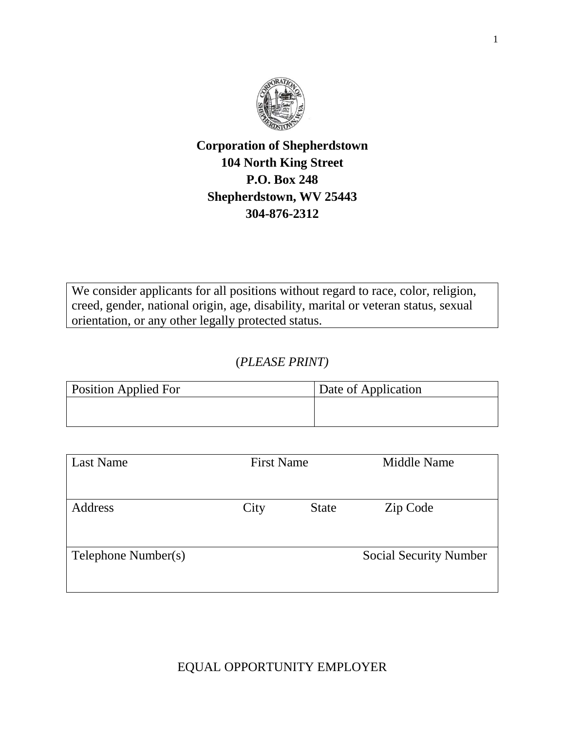**Corporation of Shepherdstown**
**104 North King Street**
**P.O. Box 248**
**Shepherdstown, WV 25443**
**304-876-2312**

| We consider applicants for all positions without regard to race, color, religion, creed, gender, national origin, age, disability, marital or veteran status, sexual orientation, or any other legally protected status. |
|---|

(*PLEASE PRINT)*

| Position Applied For | Date of Application |
|---|---|
| | |

| Last Name | First Name | Middle Name |
|---|---|---|
| | | |

| Address | City | State | Zip Code |
|---|---|---|---|
| | | | |

| Telephone Number(s) | Social Security Number |
|---|---|
| | |

EQUAL OPPORTUNITY EMPLOYER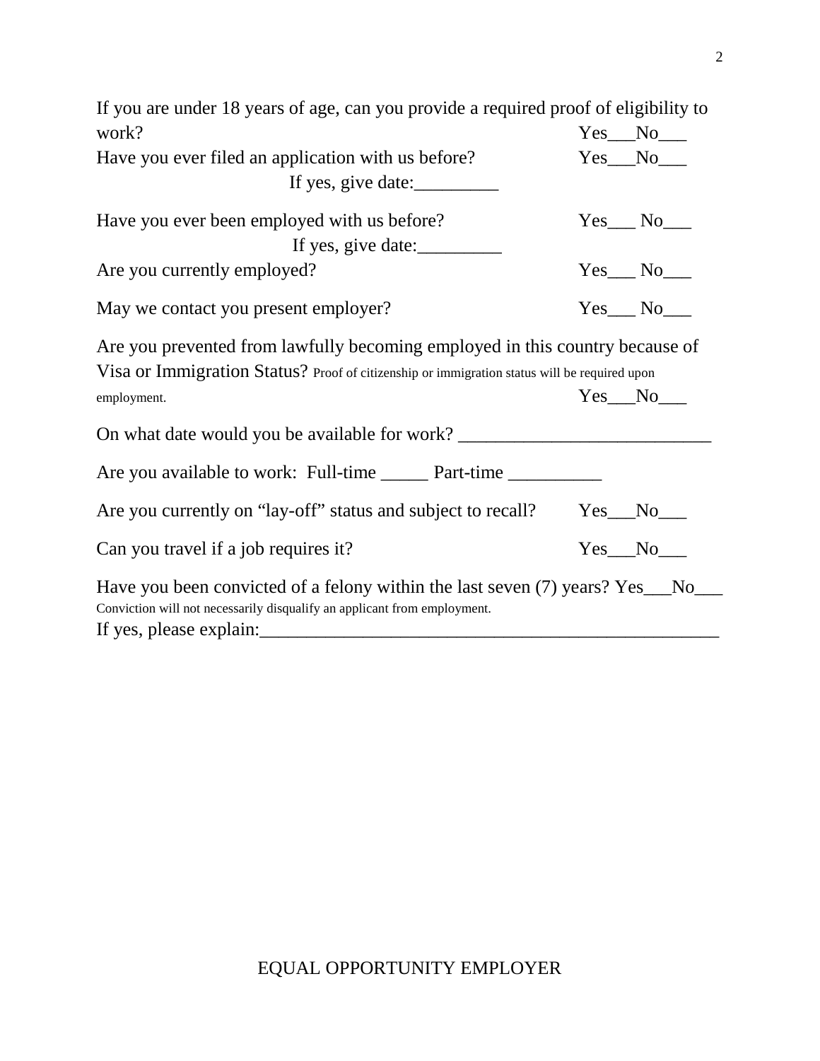If you are under 18 years of age, can you provide a required proof of eligibility to work? Yes___No___

Have you ever filed an application with us before? Yes___No___

If yes, give date:_________

Have you ever been employed with us before? Yes___ No___

If yes, give date:_________

Are you currently employed? Yes___ No___

May we contact you present employer? Yes___ No___

Are you prevented from lawfully becoming employed in this country because of Visa or Immigration Status? Proof of citizenship or immigration status will be required upon employment. Yes___No___

On what date would you be available for work? ___________________________

Are you available to work: Full-time _____ Part-time __________

Are you currently on “lay-off” status and subject to recall? Yes___No___

Can you travel if a job requires it? Yes___No___

Have you been convicted of a felony within the last seven (7) years? Yes___No___

Conviction will not necessarily disqualify an applicant from employment.

If yes, please explain:___________________________________________________

EQUAL OPPORTUNITY EMPLOYER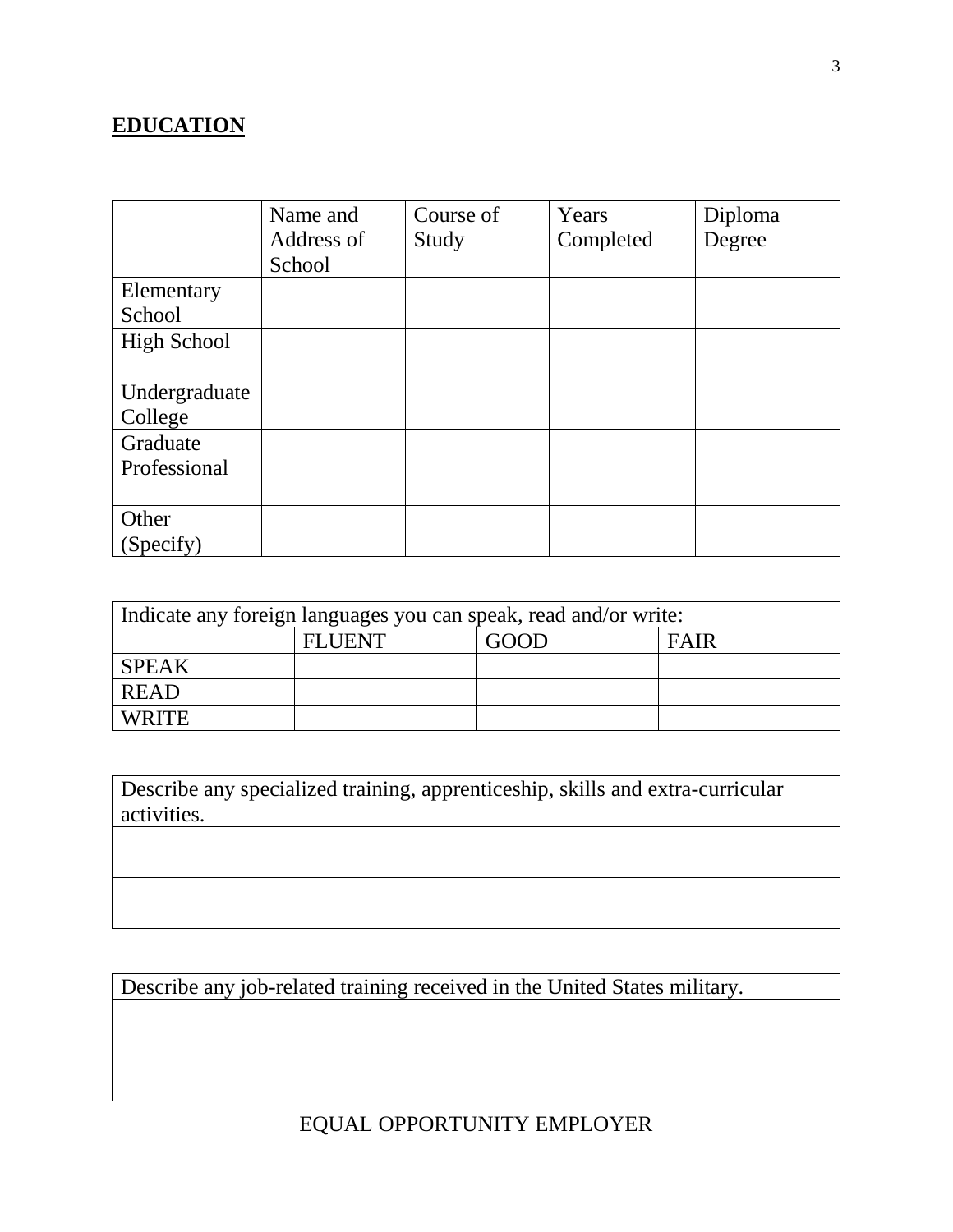**EDUCATION**

| | Name and Address of School | Course of Study | Years Completed | Diploma Degree |
|---|---|---|---|---|
| Elementary School | | | | |
| High School | | | | |
| Undergraduate College | | | | |
| Graduate Professional | | | | |
| Other (Specify) | | | | |

| Indicate any foreign languages you can speak, read and/or write: | | | |
|---|---|---|---|
| | FLUENT | GOOD | FAIR |
| SPEAK | | | |
| READ | | | |
| WRITE | | | |

| Describe any specialized training, apprenticeship, skills and extra-curricular activities. |
|---|
| |
| |

| Describe any job-related training received in the United States military. |
|---|
| |
| |

EQUAL OPPORTUNITY EMPLOYER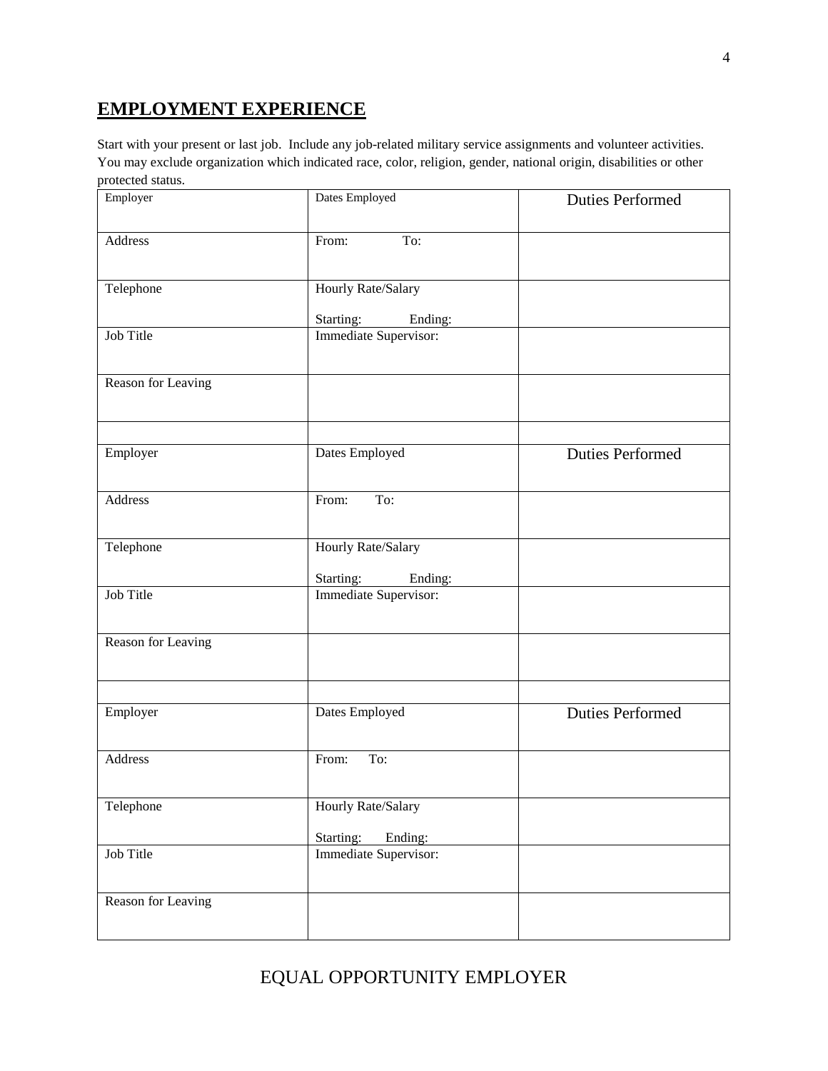## EMPLOYMENT EXPERIENCE

Start with your present or last job. Include any job-related military service assignments and volunteer activities. You may exclude organization which indicated race, color, religion, gender, national origin, disabilities or other protected status.

| Employer | Dates Employed | Duties Performed |
|---|---|---|
| Address | From: To: | |
| Telephone | Hourly Rate/Salary<br>Starting: Ending: | |
| Job Title | Immediate Supervisor: | |
| Reason for Leaving | | |
| | | |
| Employer | Dates Employed | Duties Performed |
| Address | From: To: | |
| Telephone | Hourly Rate/Salary<br>Starting: Ending: | |
| Job Title | Immediate Supervisor: | |
| Reason for Leaving | | |
| | | |
| Employer | Dates Employed | Duties Performed |
| Address | From: To: | |
| Telephone | Hourly Rate/Salary<br>Starting: Ending: | |
| Job Title | Immediate Supervisor: | |
| Reason for Leaving | | |

EQUAL OPPORTUNITY EMPLOYER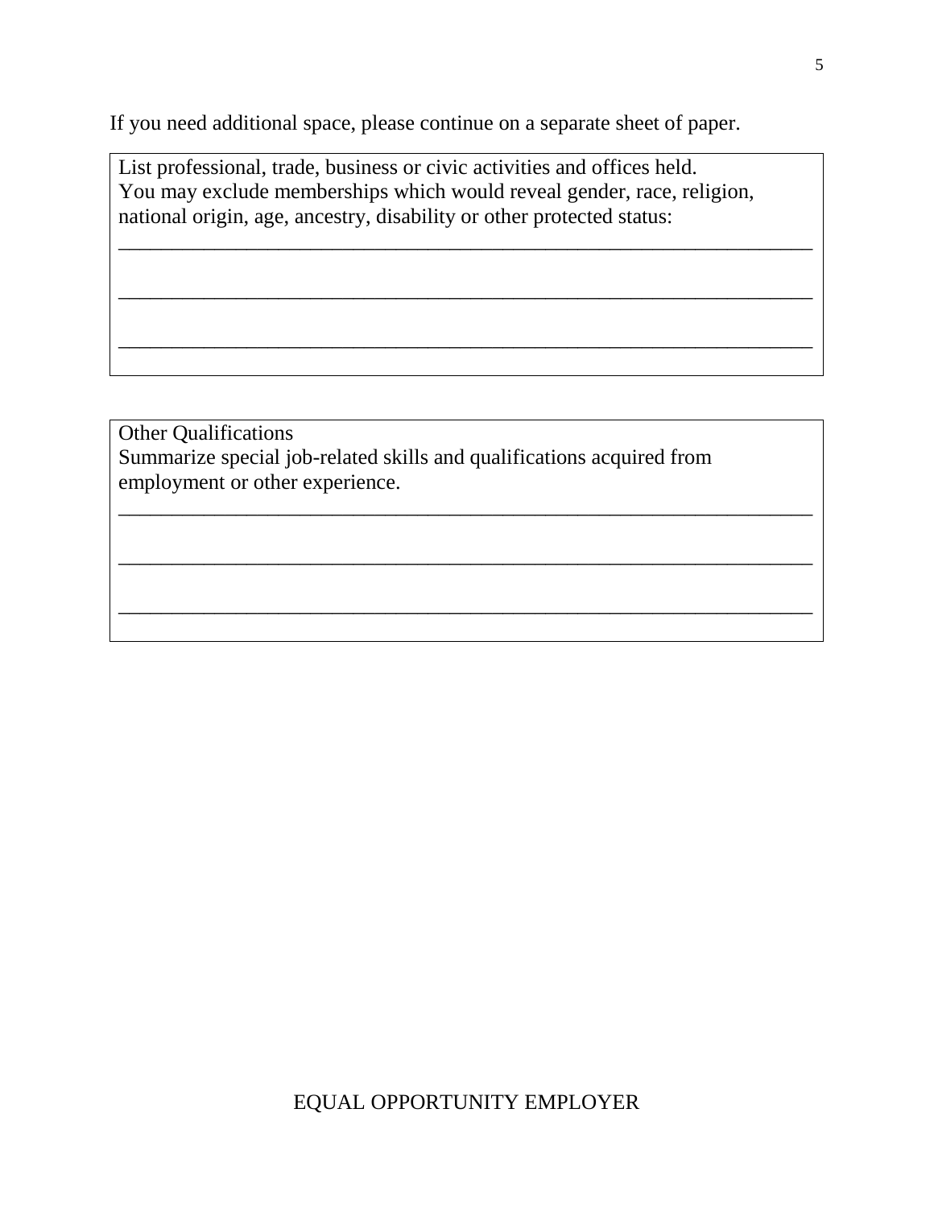If you need additional space, please continue on a separate sheet of paper.

List professional, trade, business or civic activities and offices held.
You may exclude memberships which would reveal gender, race, religion, national origin, age, ancestry, disability or other protected status:

_____________________________________________________________________

_____________________________________________________________________

_____________________________________________________________________

Other Qualifications
Summarize special job-related skills and qualifications acquired from employment or other experience.

_____________________________________________________________________

_____________________________________________________________________

_____________________________________________________________________

EQUAL OPPORTUNITY EMPLOYER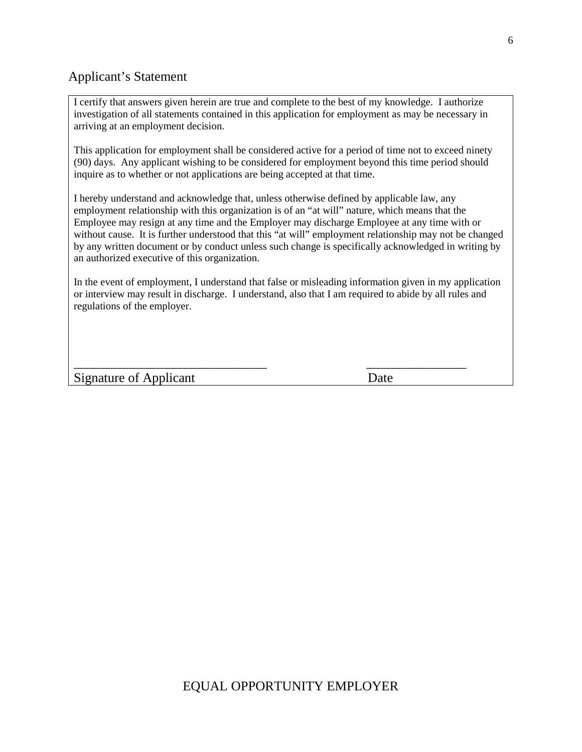## Applicant's Statement

I certify that answers given herein are true and complete to the best of my knowledge. I authorize investigation of all statements contained in this application for employment as may be necessary in arriving at an employment decision.

This application for employment shall be considered active for a period of time not to exceed ninety (90) days. Any applicant wishing to be considered for employment beyond this time period should inquire as to whether or not applications are being accepted at that time.

I hereby understand and acknowledge that, unless otherwise defined by applicable law, any employment relationship with this organization is of an "at will" nature, which means that the Employee may resign at any time and the Employer may discharge Employee at any time with or without cause. It is further understood that this "at will" employment relationship may not be changed by any written document or by conduct unless such change is specifically acknowledged in writing by an authorized executive of this organization.

In the event of employment, I understand that false or misleading information given in my application or interview may result in discharge. I understand, also that I am required to abide by all rules and regulations of the employer.

_______________________________ ________________

Signature of Applicant Date

EQUAL OPPORTUNITY EMPLOYER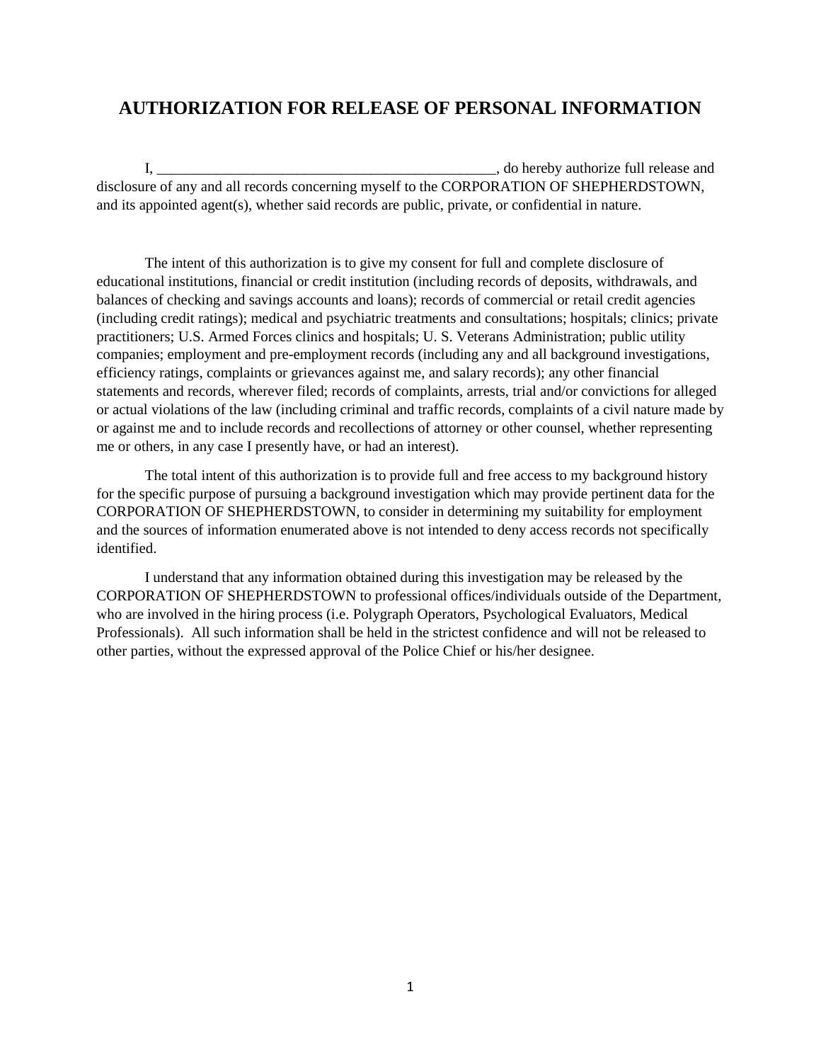# AUTHORIZATION FOR RELEASE OF PERSONAL INFORMATION

I, ________________________________________________, do hereby authorize full release and disclosure of any and all records concerning myself to the CORPORATION OF SHEPHERDSTOWN, and its appointed agent(s), whether said records are public, private, or confidential in nature.

The intent of this authorization is to give my consent for full and complete disclosure of educational institutions, financial or credit institution (including records of deposits, withdrawals, and balances of checking and savings accounts and loans); records of commercial or retail credit agencies (including credit ratings); medical and psychiatric treatments and consultations; hospitals; clinics; private practitioners; U.S. Armed Forces clinics and hospitals; U. S. Veterans Administration; public utility companies; employment and pre-employment records (including any and all background investigations, efficiency ratings, complaints or grievances against me, and salary records); any other financial statements and records, wherever filed; records of complaints, arrests, trial and/or convictions for alleged or actual violations of the law (including criminal and traffic records, complaints of a civil nature made by or against me and to include records and recollections of attorney or other counsel, whether representing me or others, in any case I presently have, or had an interest).

The total intent of this authorization is to provide full and free access to my background history for the specific purpose of pursuing a background investigation which may provide pertinent data for the CORPORATION OF SHEPHERDSTOWN, to consider in determining my suitability for employment and the sources of information enumerated above is not intended to deny access records not specifically identified.

I understand that any information obtained during this investigation may be released by the CORPORATION OF SHEPHERDSTOWN to professional offices/individuals outside of the Department, who are involved in the hiring process (i.e. Polygraph Operators, Psychological Evaluators, Medical Professionals). All such information shall be held in the strictest confidence and will not be released to other parties, without the expressed approval of the Police Chief or his/her designee.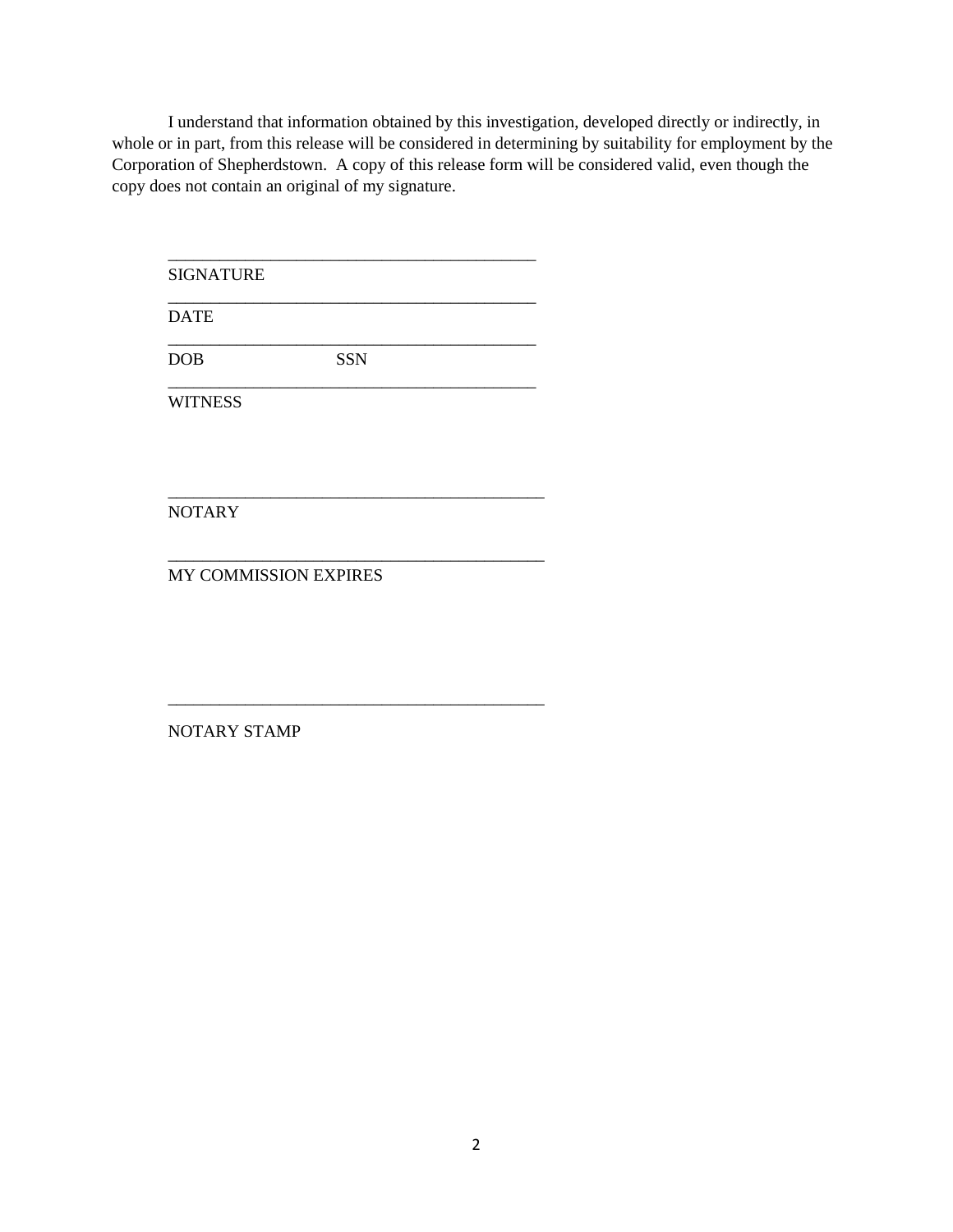I understand that information obtained by this investigation, developed directly or indirectly, in whole or in part, from this release will be considered in determining by suitability for employment by the Corporation of Shepherdstown. A copy of this release form will be considered valid, even though the copy does not contain an original of my signature.

_____________________________________________

SIGNATURE

_____________________________________________

DATE

_____________________________________________

DOB SSN

_____________________________________________

WITNESS

_____________________________________________

NOTARY

_____________________________________________

MY COMMISSION EXPIRES

_____________________________________________

NOTARY STAMP